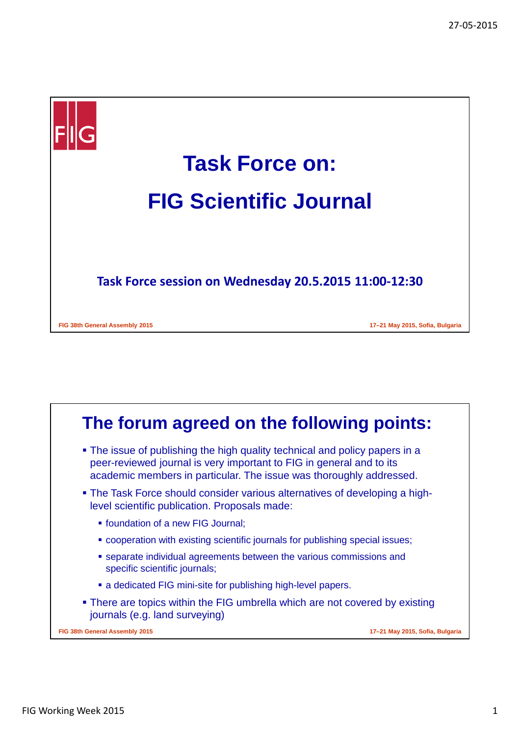# Task Force on:

# FIG Scientific Journal

**Task Force session on Wednesday 20.5.2015 11:00-12:30**

## The forum agreed on the following points:

- The issue of publishing the high quality technical and policy papers in a peer-reviewed journal is very important to FIG in general and to its academic members in particular. The issue was thoroughly addressed.
- The Task Force should consider various alternatives of developing a high-level scientific publication. Proposals made:
  - foundation of a new FIG Journal;
  - cooperation with existing scientific journals for publishing special issues;
  - separate individual agreements between the various commissions and specific scientific journals;
  - a dedicated FIG mini-site for publishing high-level papers.
- There are topics within the FIG umbrella which are not covered by existing journals (e.g. land surveying)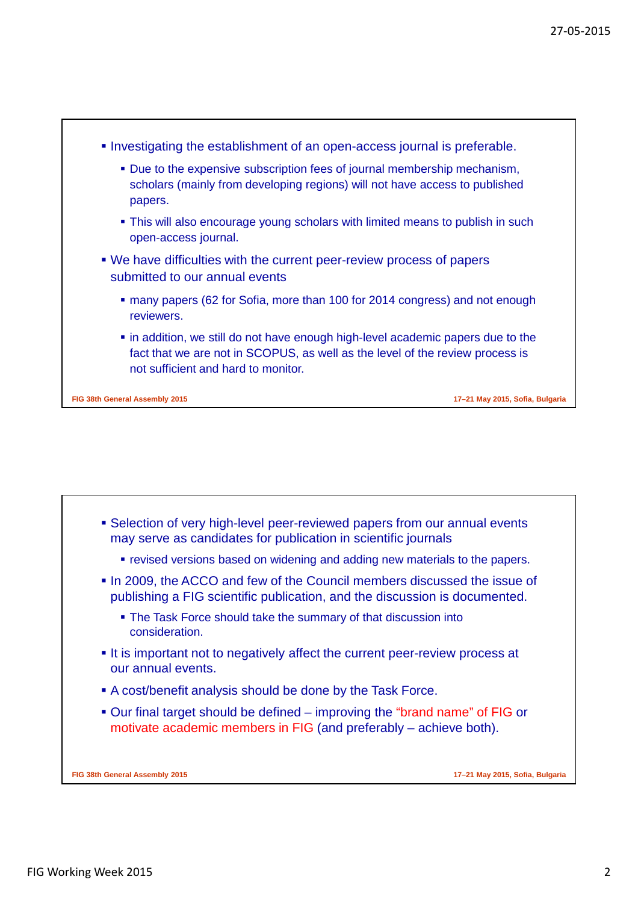- Investigating the establishment of an open-access journal is preferable.
  - Due to the expensive subscription fees of journal membership mechanism, scholars (mainly from developing regions) will not have access to published papers.
  - This will also encourage young scholars with limited means to publish in such open-access journal.
- We have difficulties with the current peer-review process of papers submitted to our annual events
  - many papers (62 for Sofia, more than 100 for 2014 congress) and not enough reviewers.
  - in addition, we still do not have enough high-level academic papers due to the fact that we are not in SCOPUS, as well as the level of the review process is not sufficient and hard to monitor.

- Selection of very high-level peer-reviewed papers from our annual events may serve as candidates for publication in scientific journals
  - revised versions based on widening and adding new materials to the papers.
- In 2009, the ACCO and few of the Council members discussed the issue of publishing a FIG scientific publication, and the discussion is documented.
  - The Task Force should take the summary of that discussion into consideration.
- It is important not to negatively affect the current peer-review process at our annual events.
- A cost/benefit analysis should be done by the Task Force.
- Our final target should be defined – improving the "brand name" of FIG or motivate academic members in FIG (and preferably – achieve both).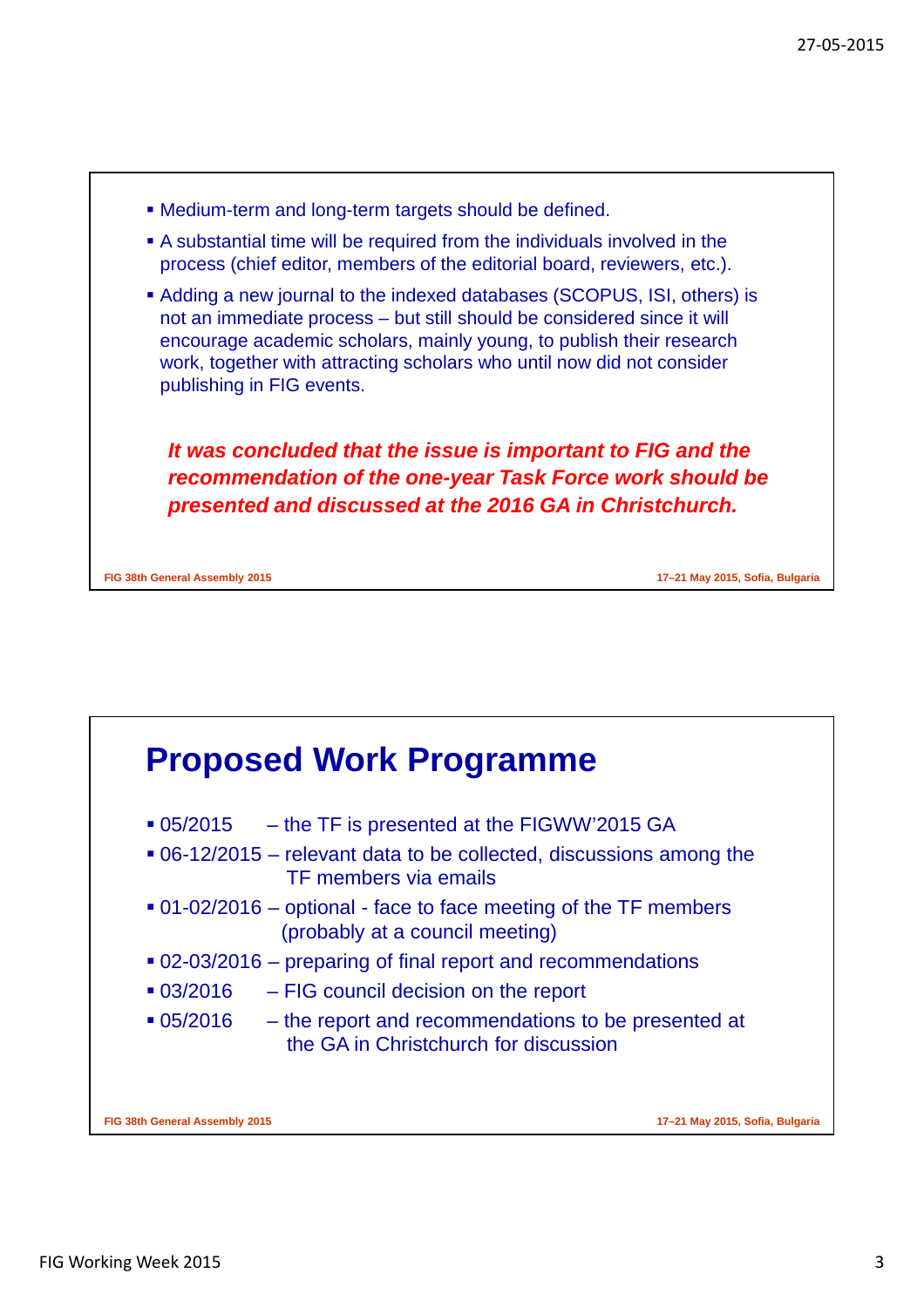- Medium-term and long-term targets should be defined.
- A substantial time will be required from the individuals involved in the process (chief editor, members of the editorial board, reviewers, etc.).
- Adding a new journal to the indexed databases (SCOPUS, ISI, others) is not an immediate process – but still should be considered since it will encourage academic scholars, mainly young, to publish their research work, together with attracting scholars who until now did not consider publishing in FIG events.

***It was concluded that the issue is important to FIG and the recommendation of the one-year Task Force work should be presented and discussed at the 2016 GA in Christchurch.***

# Proposed Work Programme

- 05/2015 – the TF is presented at the FIGWW'2015 GA
- 06-12/2015 – relevant data to be collected, discussions among the TF members via emails
- 01-02/2016 – optional - face to face meeting of the TF members (probably at a council meeting)
- 02-03/2016 – preparing of final report and recommendations
- 03/2016 – FIG council decision on the report
- 05/2016 – the report and recommendations to be presented at the GA in Christchurch for discussion